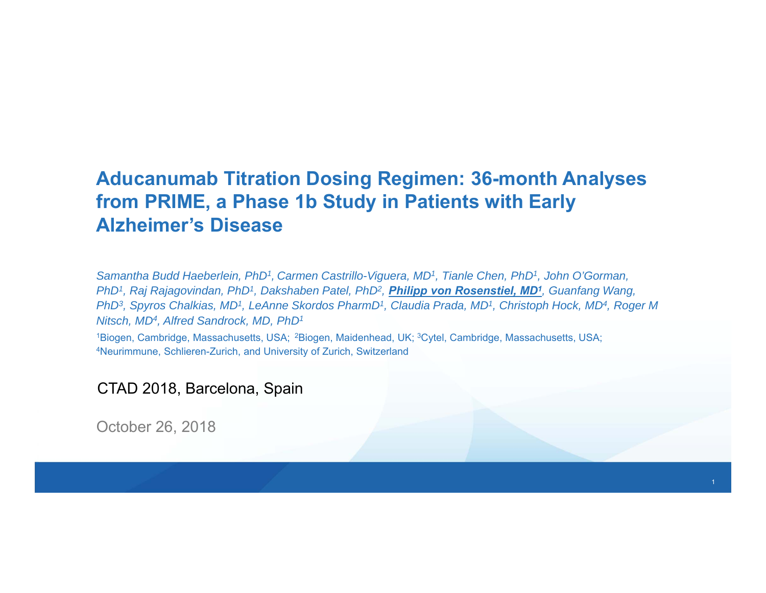# Aducanumab Titration Dosing Regimen: 36-month Analyses from PRIME, a Phase 1b Study in Patients with Early Alzheimer's Disease

*Samantha Budd Haeberlein, PhD[1], Carmen Castrillo-Viguera, MD[1], Tianle Chen, PhD[1], John O'Gorman, PhD[1], Raj Rajagovindan, PhD[1], Dakshaben Patel, PhD[2], **Philipp von Rosenstiel, MD[1]**, Guanfang Wang, PhD[3], Spyros Chalkias, MD[1], LeAnne Skordos PharmD[1], Claudia Prada, MD[1], Christoph Hock, MD[4], Roger M Nitsch, MD[4], Alfred Sandrock, MD, PhD[1]*

[1]Biogen, Cambridge, Massachusetts, USA; [2]Biogen, Maidenhead, UK; [3]Cytel, Cambridge, Massachusetts, USA; [4]Neurimmune, Schlieren-Zurich, and University of Zurich, Switzerland

CTAD 2018, Barcelona, Spain

October 26, 2018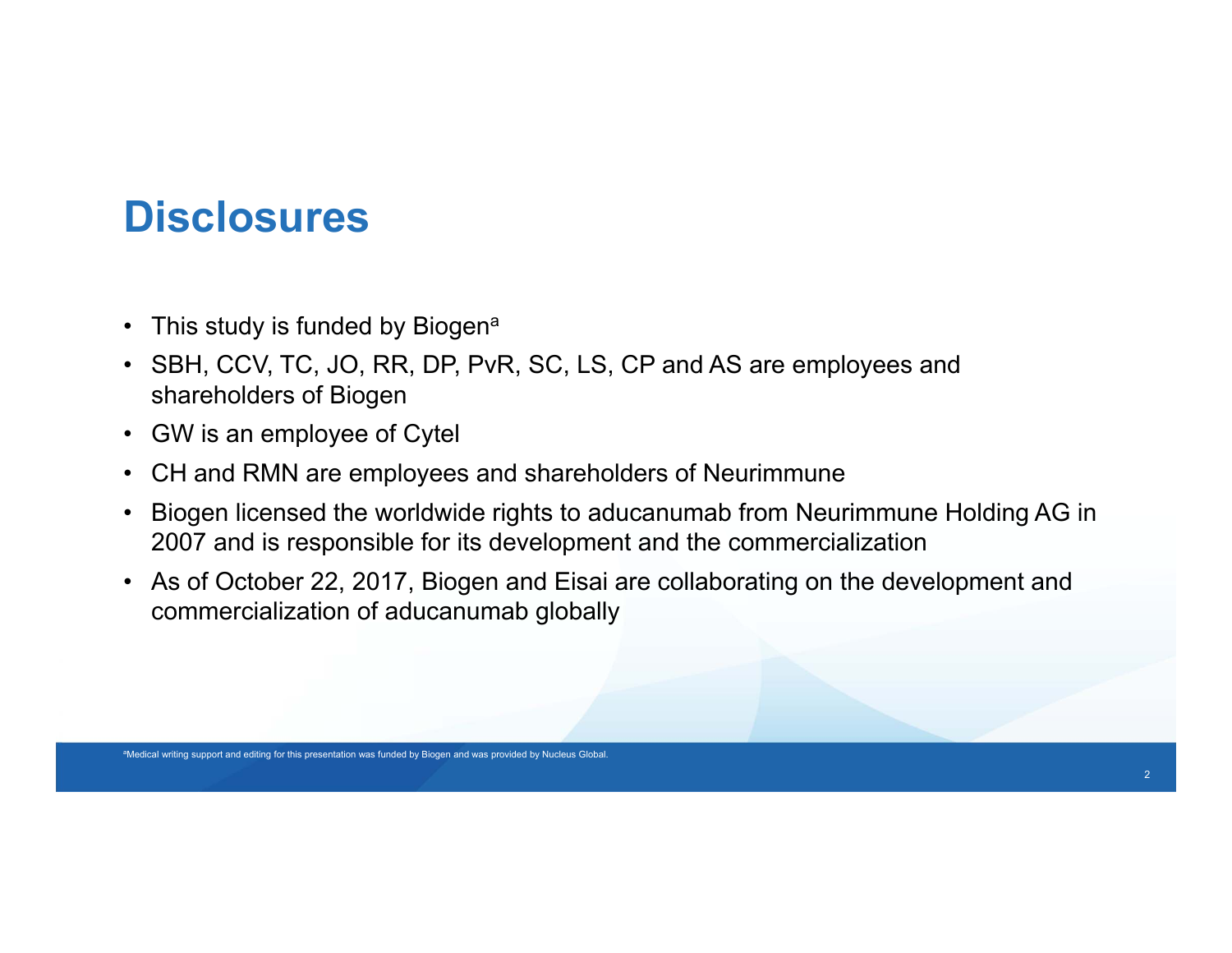# Disclosures

- This study is funded by Biogen[a]
- SBH, CCV, TC, JO, RR, DP, PvR, SC, LS, CP and AS are employees and shareholders of Biogen
- GW is an employee of Cytel
- CH and RMN are employees and shareholders of Neurimmune
- Biogen licensed the worldwide rights to aducanumab from Neurimmune Holding AG in 2007 and is responsible for its development and the commercialization
- As of October 22, 2017, Biogen and Eisai are collaborating on the development and commercialization of aducanumab globally

[a]Medical writing support and editing for this presentation was funded by Biogen and was provided by Nucleus Global.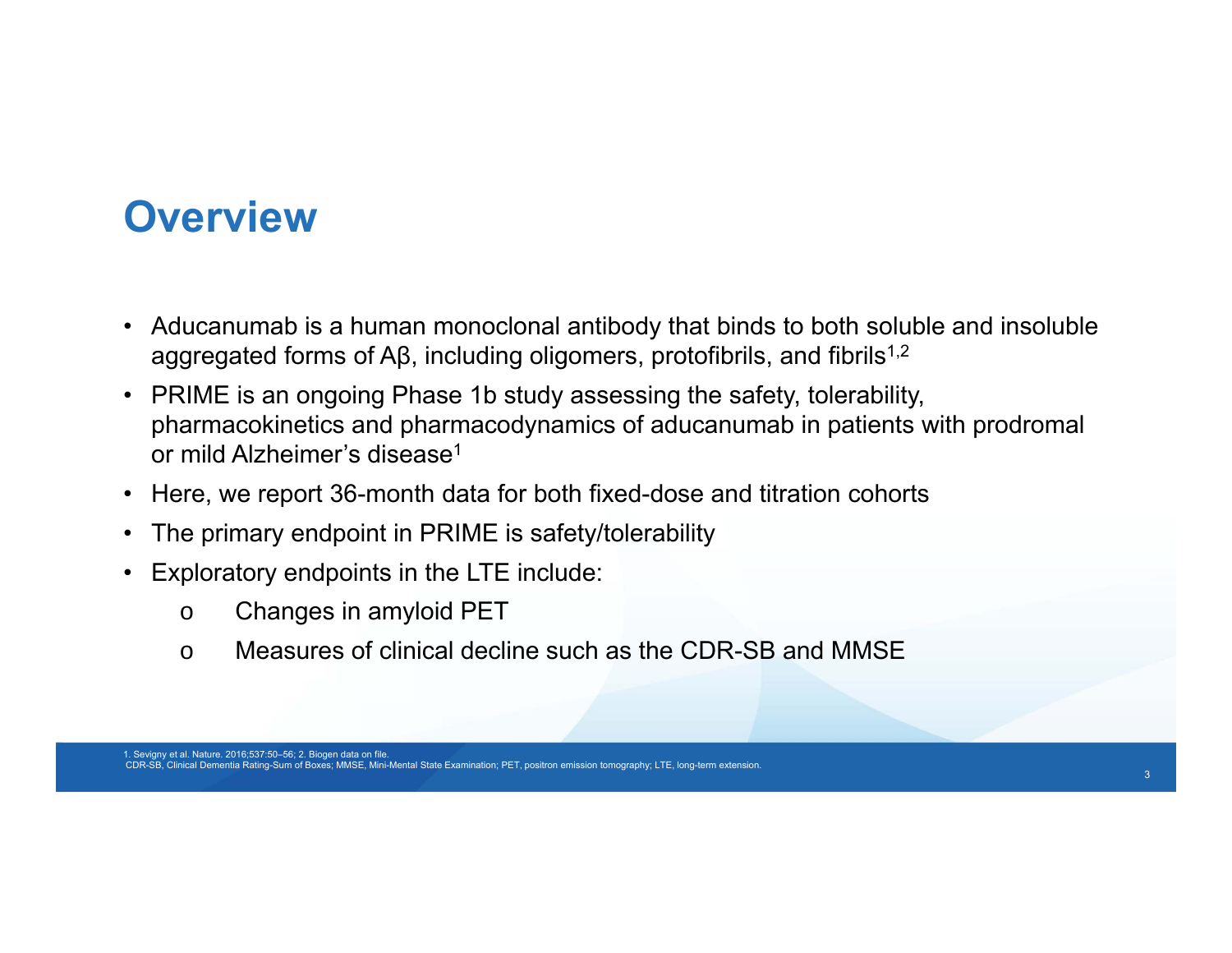# Overview

- Aducanumab is a human monoclonal antibody that binds to both soluble and insoluble aggregated forms of Aβ, including oligomers, protofibrils, and fibrils[1,2]
- PRIME is an ongoing Phase 1b study assessing the safety, tolerability, pharmacokinetics and pharmacodynamics of aducanumab in patients with prodromal or mild Alzheimer's disease[1]
- Here, we report 36-month data for both fixed-dose and titration cohorts
- The primary endpoint in PRIME is safety/tolerability
- Exploratory endpoints in the LTE include:
  - Changes in amyloid PET
  - Measures of clinical decline such as the CDR-SB and MMSE

1. Sevigny et al. Nature. 2016;537:50–56; 2. Biogen data on file.
CDR-SB, Clinical Dementia Rating-Sum of Boxes; MMSE, Mini-Mental State Examination; PET, positron emission tomography; LTE, long-term extension.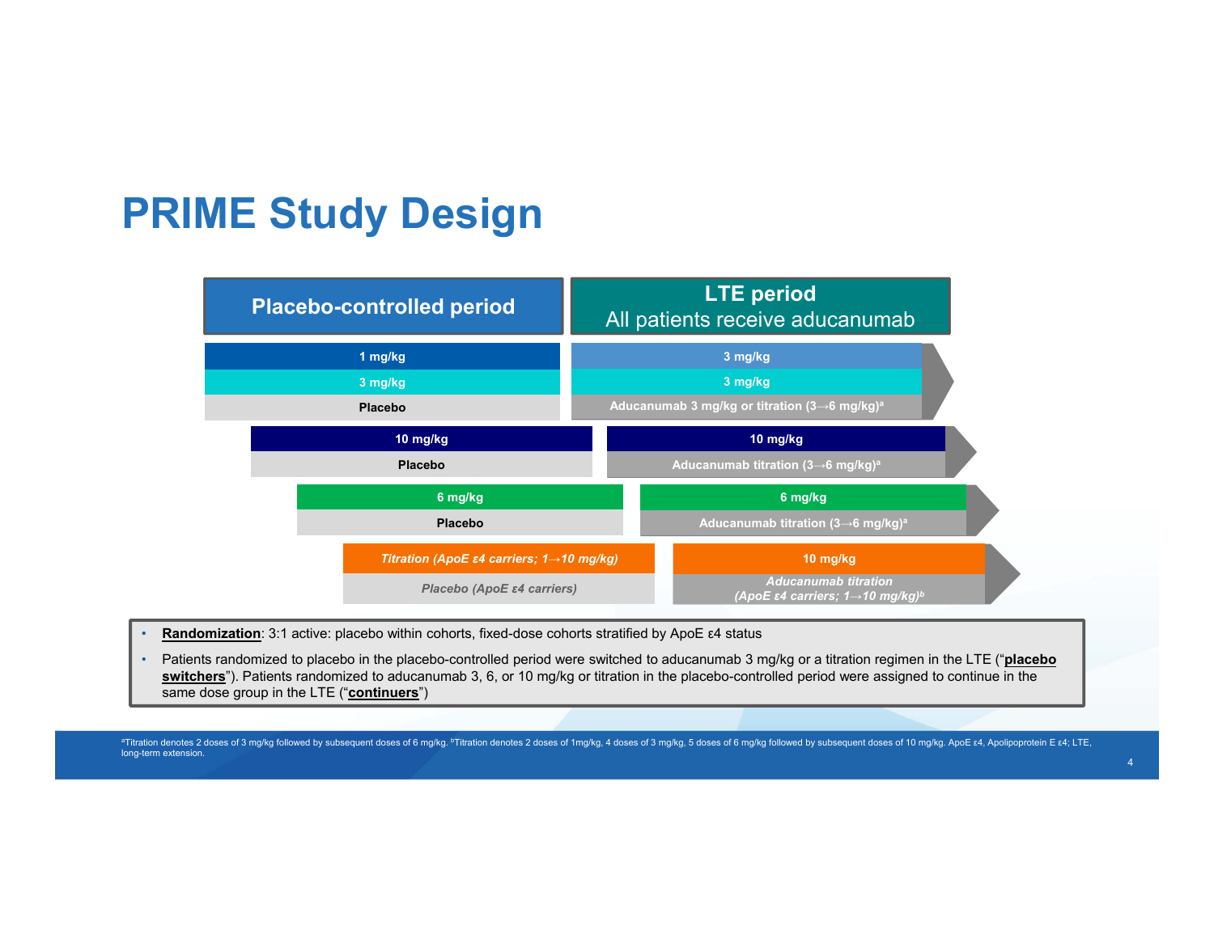# PRIME Study Design

| Placebo-controlled period | LTE period<br>All patients receive aducanumab |
| --- | --- |
| 1 mg/kg | 3 mg/kg |
| 3 mg/kg | 3 mg/kg |
| Placebo | Aducanumab 3 mg/kg or titration (3→6 mg/kg)[a] |
| 10 mg/kg | 10 mg/kg |
| Placebo | Aducanumab titration (3→6 mg/kg)[a] |
| 6 mg/kg | 6 mg/kg |
| Placebo | Aducanumab titration (3→6 mg/kg)[a] |
| *Titration (ApoE ε4 carriers; 1→10 mg/kg)* | 10 mg/kg |
| *Placebo (ApoE ε4 carriers)* | *Aducanumab titration (ApoE ε4 carriers; 1→10 mg/kg)[b]* |

- **Randomization**: 3:1 active: placebo within cohorts, fixed-dose cohorts stratified by ApoE ε4 status
- Patients randomized to placebo in the placebo-controlled period were switched to aducanumab 3 mg/kg or a titration regimen in the LTE ("**placebo switchers**"). Patients randomized to aducanumab 3, 6, or 10 mg/kg or titration in the placebo-controlled period were assigned to continue in the same dose group in the LTE ("**continuers**")

[a]Titration denotes 2 doses of 3 mg/kg followed by subsequent doses of 6 mg/kg. [b]Titration denotes 2 doses of 1mg/kg, 4 doses of 3 mg/kg, 5 doses of 6 mg/kg followed by subsequent doses of 10 mg/kg. ApoE ε4, Apolipoprotein E ε4; LTE, long-term extension.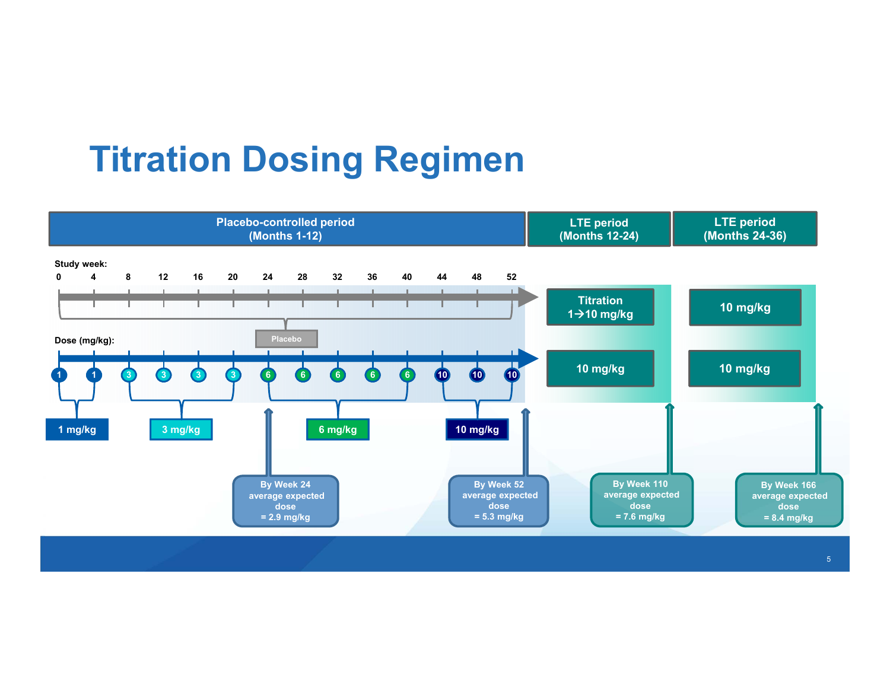# Titration Dosing Regimen

| Placebo-controlled period (Months 1-12) | LTE period (Months 12-24) | LTE period (Months 24-36) |
|---|---|---|
| Placebo | Titration 1→10 mg/kg | 10 mg/kg |
| Dose titration (see below) | 10 mg/kg | 10 mg/kg |

Study week: 0, 4, 8, 12, 16, 20, 24, 28, 32, 36, 40, 44, 48, 52

Dose (mg/kg):

| Study week | 0 | 4 | 8 | 12 | 16 | 20 | 24 | 28 | 32 | 36 | 40 | 44 | 48 | 52 |
|---|---|---|---|---|---|---|---|---|---|---|---|---|---|---|
| Dose (mg/kg) | 1 | 1 | 3 | 3 | 3 | 3 | 6 | 6 | 6 | 6 | 6 | 10 | 10 | 10 |

- 1 mg/kg
- 3 mg/kg
- 6 mg/kg
- 10 mg/kg

By Week 24 average expected dose = 2.9 mg/kg

By Week 52 average expected dose = 5.3 mg/kg

By Week 110 average expected dose = 7.6 mg/kg

By Week 166 average expected dose = 8.4 mg/kg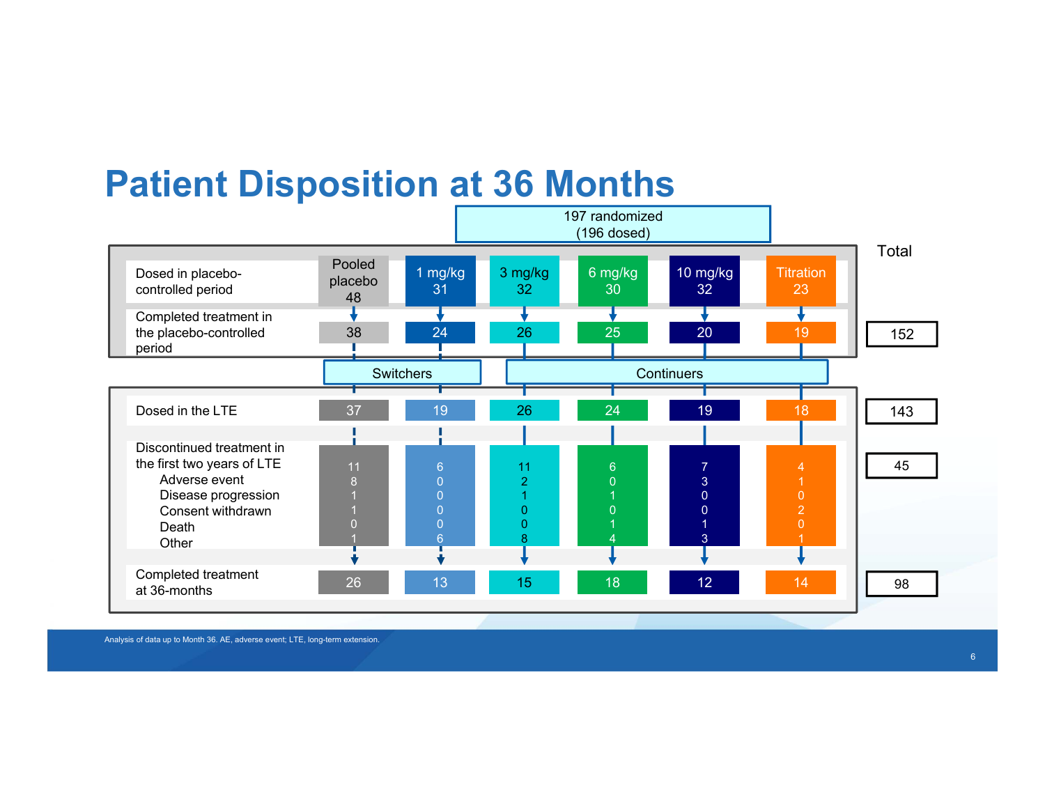# Patient Disposition at 36 Months

197 randomized (196 dosed)

| | Pooled placebo | 1 mg/kg | 3 mg/kg | 6 mg/kg | 10 mg/kg | Titration | Total |
|---|---|---|---|---|---|---|---|
| Dosed in placebo-controlled period | 48 | 31 | 32 | 30 | 32 | 23 | |
| Completed treatment in the placebo-controlled period | 38 | 24 | 26 | 25 | 20 | 19 | 152 |
| | Switchers | | Continuers | | | | |
| Dosed in the LTE | 37 | 19 | 26 | 24 | 19 | 18 | 143 |
| Discontinued treatment in the first two years of LTE | 11 | 6 | 11 | 6 | 7 | 4 | 45 |
| Adverse event | 8 | 0 | 2 | 0 | 3 | 1 | |
| Disease progression | 1 | 0 | 1 | 1 | 0 | 0 | |
| Consent withdrawn | 1 | 0 | 0 | 0 | 0 | 2 | |
| Death | 0 | 0 | 0 | 1 | 1 | 0 | |
| Other | 1 | 6 | 8 | 4 | 3 | 1 | |
| Completed treatment at 36-months | 26 | 13 | 15 | 18 | 12 | 14 | 98 |

Analysis of data up to Month 36. AE, adverse event; LTE, long-term extension.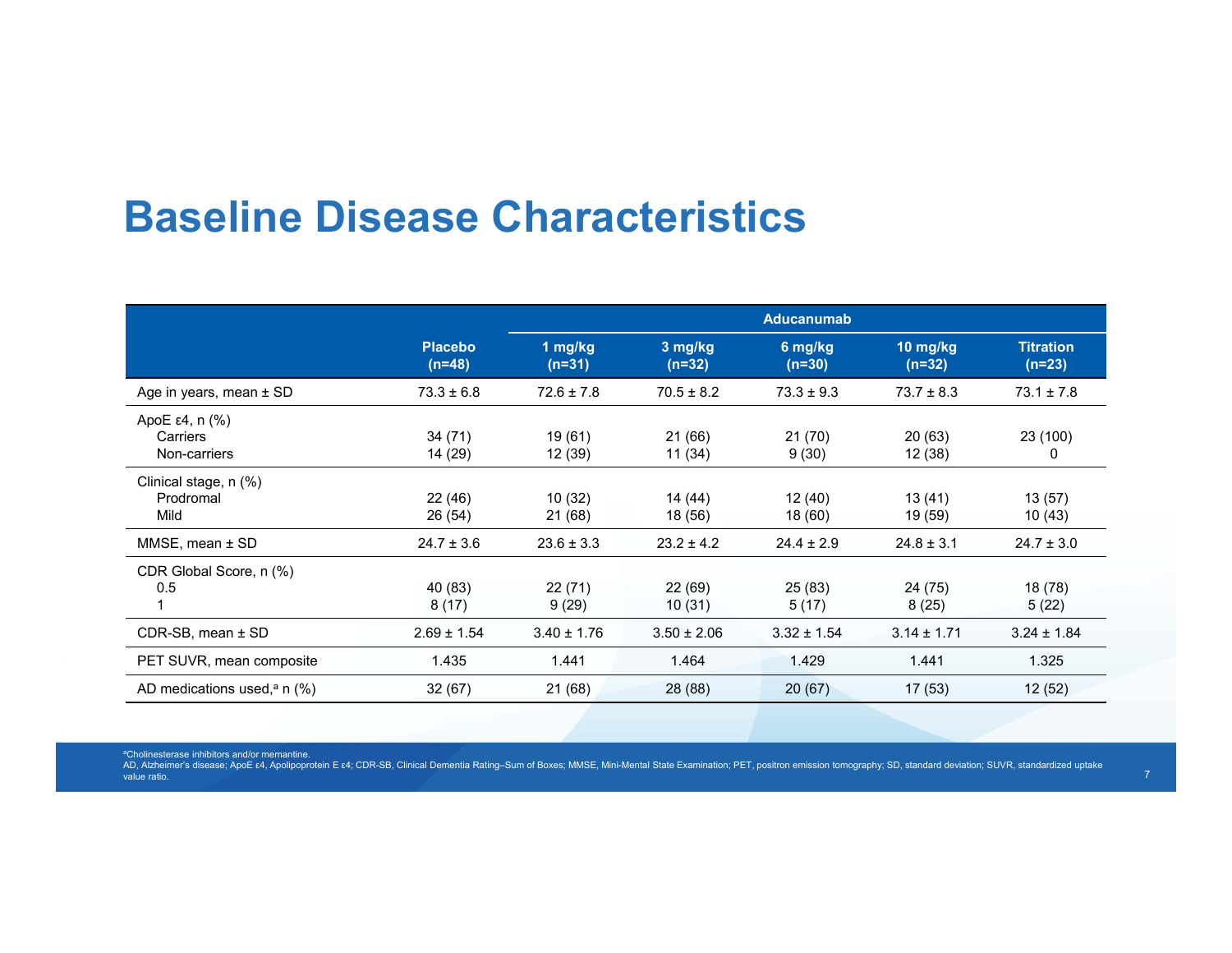# Baseline Disease Characteristics

| | Placebo (n=48) | Aducanumab | | | | |
|---|---|---|---|---|---|---|
| | | 1 mg/kg (n=31) | 3 mg/kg (n=32) | 6 mg/kg (n=30) | 10 mg/kg (n=32) | Titration (n=23) |
| Age in years, mean ± SD | 73.3 ± 6.8 | 72.6 ± 7.8 | 70.5 ± 8.2 | 73.3 ± 9.3 | 73.7 ± 8.3 | 73.1 ± 7.8 |
| ApoE ε4, n (%) | | | | | | |
| Carriers | 34 (71) | 19 (61) | 21 (66) | 21 (70) | 20 (63) | 23 (100) |
| Non-carriers | 14 (29) | 12 (39) | 11 (34) | 9 (30) | 12 (38) | 0 |
| Clinical stage, n (%) | | | | | | |
| Prodromal | 22 (46) | 10 (32) | 14 (44) | 12 (40) | 13 (41) | 13 (57) |
| Mild | 26 (54) | 21 (68) | 18 (56) | 18 (60) | 19 (59) | 10 (43) |
| MMSE, mean ± SD | 24.7 ± 3.6 | 23.6 ± 3.3 | 23.2 ± 4.2 | 24.4 ± 2.9 | 24.8 ± 3.1 | 24.7 ± 3.0 |
| CDR Global Score, n (%) | | | | | | |
| 0.5 | 40 (83) | 22 (71) | 22 (69) | 25 (83) | 24 (75) | 18 (78) |
| 1 | 8 (17) | 9 (29) | 10 (31) | 5 (17) | 8 (25) | 5 (22) |
| CDR-SB, mean ± SD | 2.69 ± 1.54 | 3.40 ± 1.76 | 3.50 ± 2.06 | 3.32 ± 1.54 | 3.14 ± 1.71 | 3.24 ± 1.84 |
| PET SUVR, mean composite | 1.435 | 1.441 | 1.464 | 1.429 | 1.441 | 1.325 |
| AD medications used,[a] n (%) | 32 (67) | 21 (68) | 28 (88) | 20 (67) | 17 (53) | 12 (52) |

[a]Cholinesterase inhibitors and/or memantine.
AD, Alzheimer's disease; ApoE ε4, Apolipoprotein E ε4; CDR-SB, Clinical Dementia Rating–Sum of Boxes; MMSE, Mini-Mental State Examination; PET, positron emission tomography; SD, standard deviation; SUVR, standardized uptake value ratio.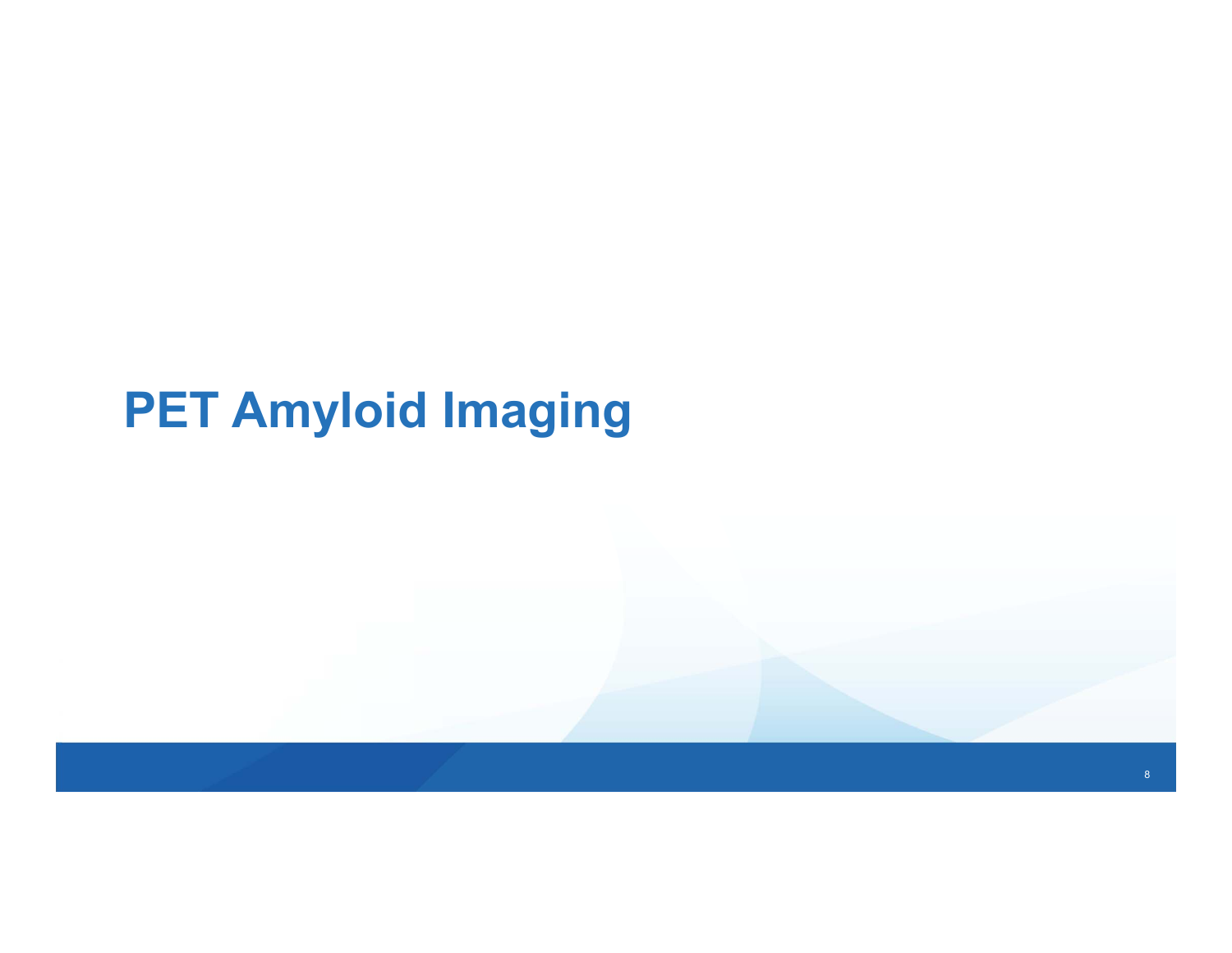# PET Amyloid Imaging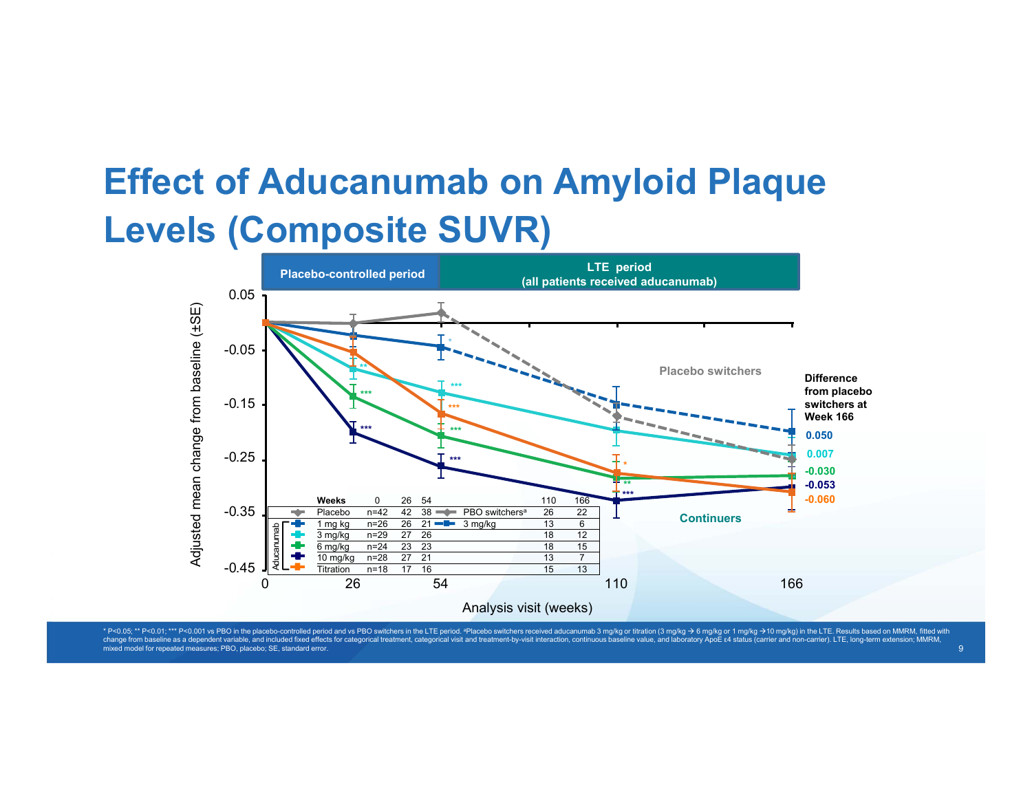# Effect of Aducanumab on Amyloid Plaque Levels (Composite SUVR)

| | Weeks | 0 | 26 | 54 | | 110 | 166 |
|---|---|---|---|---|---|---|---|
| | Placebo | n=42 | 42 | 38 | PBO switchers[a] | 26 | 22 |
| Aducanumab | 1 mg kg | n=26 | 26 | 21 | 3 mg/kg | 13 | 6 |
| | 3 mg/kg | n=29 | 27 | 26 | | 18 | 12 |
| | 6 mg/kg | n=24 | 23 | 23 | | 18 | 15 |
| | 10 mg/kg | n=28 | 27 | 21 | | 13 | 7 |
| | Titration | n=18 | 17 | 16 | | 15 | 13 |

Difference from placebo switchers at Week 166:

- 1 mg/kg: 0.050
- 3 mg/kg: 0.007
- 6 mg/kg: -0.030
- 10 mg/kg: -0.053
- Titration: -0.060

\* P<0.05; ** P<0.01; *** P<0.001 vs PBO in the placebo-controlled period and vs PBO switchers in the LTE period. [a]Placebo switchers received aducanumab 3 mg/kg or titration (3 mg/kg → 6 mg/kg or 1 mg/kg →10 mg/kg) in the LTE. Results based on MMRM, fitted with change from baseline as a dependent variable, and included fixed effects for categorical treatment, categorical visit and treatment-by-visit interaction, continuous baseline value, and laboratory ApoE ε4 status (carrier and non-carrier). LTE, long-term extension; MMRM, mixed model for repeated measures; PBO, placebo; SE, standard error.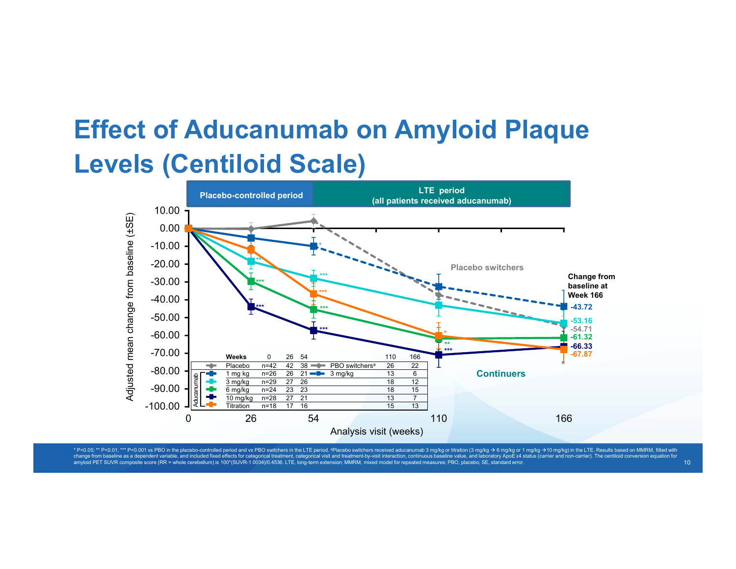# Effect of Aducanumab on Amyloid Plaque Levels (Centiloid Scale)

| Placebo-controlled period | LTE period (all patients received aducanumab) |
|---|---|

Adjusted mean change from baseline (±SE) vs. Analysis visit (weeks)

Placebo switchers

Continuers

Change from baseline at Week 166

- -43.72
- -53.16
- -54.71
- -61.32
- -66.33
- -67.87

| | Weeks | 0 | 26 | 54 | | 110 | 166 |
|---|---|---|---|---|---|---|---|
| | Placebo | n=42 | 42 | 38 | PBO switchers[a] | 26 | 22 |
| Aducanumab | 1 mg kg | n=26 | 26 | 21 | 3 mg/kg | 13 | 6 |
| | 3 mg/kg | n=29 | 27 | 26 | | 18 | 12 |
| | 6 mg/kg | n=24 | 23 | 23 | | 18 | 15 |
| | 10 mg/kg | n=28 | 27 | 21 | | 13 | 7 |
| | Titration | n=18 | 17 | 16 | | 15 | 13 |

* P<0.05; ** P<0.01; *** P<0.001 vs PBO in the placebo-controlled period and vs PBO switchers in the LTE period. [a]Placebo switchers received aducanumab 3 mg/kg or titration (3 mg/kg → 6 mg/kg or 1 mg/kg → 10 mg/kg) in the LTE. Results based on MMRM, fitted with change from baseline as a dependent variable, and included fixed effects for categorical treatment, categorical visit and treatment-by-visit interaction, continuous baseline value, and laboratory ApoE ε4 status (carrier and non-carrier). The centiloid conversion equation for amyloid PET SUVR composite score (RR = whole cerebellum) is 100*(SUVR-1.0034)/0.4536. LTE, long-term extension; MMRM, mixed model for repeated measures; PBO, placebo; SE, standard error.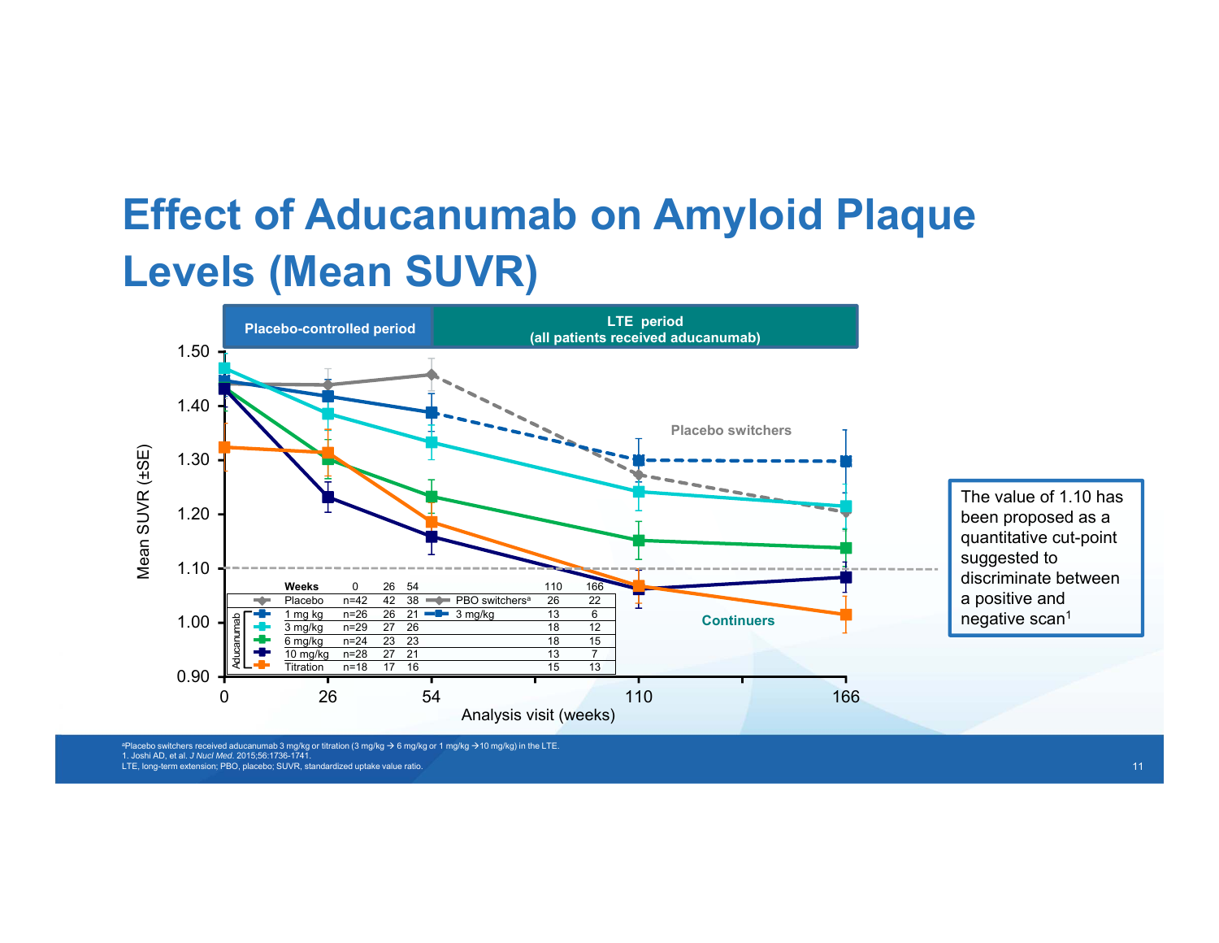# Effect of Aducanumab on Amyloid Plaque Levels (Mean SUVR)

Placebo-controlled period | LTE period (all patients received aducanumab)

Mean SUVR (±SE)

Placebo switchers

Continuers

Analysis visit (weeks)

| | Weeks | 0 | 26 | 54 | | 110 | 166 |
|---|---|---|---|---|---|---|---|
| | Placebo | n=42 | 42 | 38 | PBO switchers[a] | 26 | 22 |
| Aducanumab | 1 mg kg | n=26 | 26 | 21 | 3 mg/kg | 13 | 6 |
| | 3 mg/kg | n=29 | 27 | 26 | | 18 | 12 |
| | 6 mg/kg | n=24 | 23 | 23 | | 18 | 15 |
| | 10 mg/kg | n=28 | 27 | 21 | | 13 | 7 |
| | Titration | n=18 | 17 | 16 | | 15 | 13 |

The value of 1.10 has been proposed as a quantitative cut-point suggested to discriminate between a positive and negative scan[1]

[a]Placebo switchers received aducanumab 3 mg/kg or titration (3 mg/kg → 6 mg/kg or 1 mg/kg →10 mg/kg) in the LTE.
1. Joshi AD, et al. *J Nucl Med*. 2015;56:1736-1741.
LTE, long-term extension; PBO, placebo; SUVR, standardized uptake value ratio.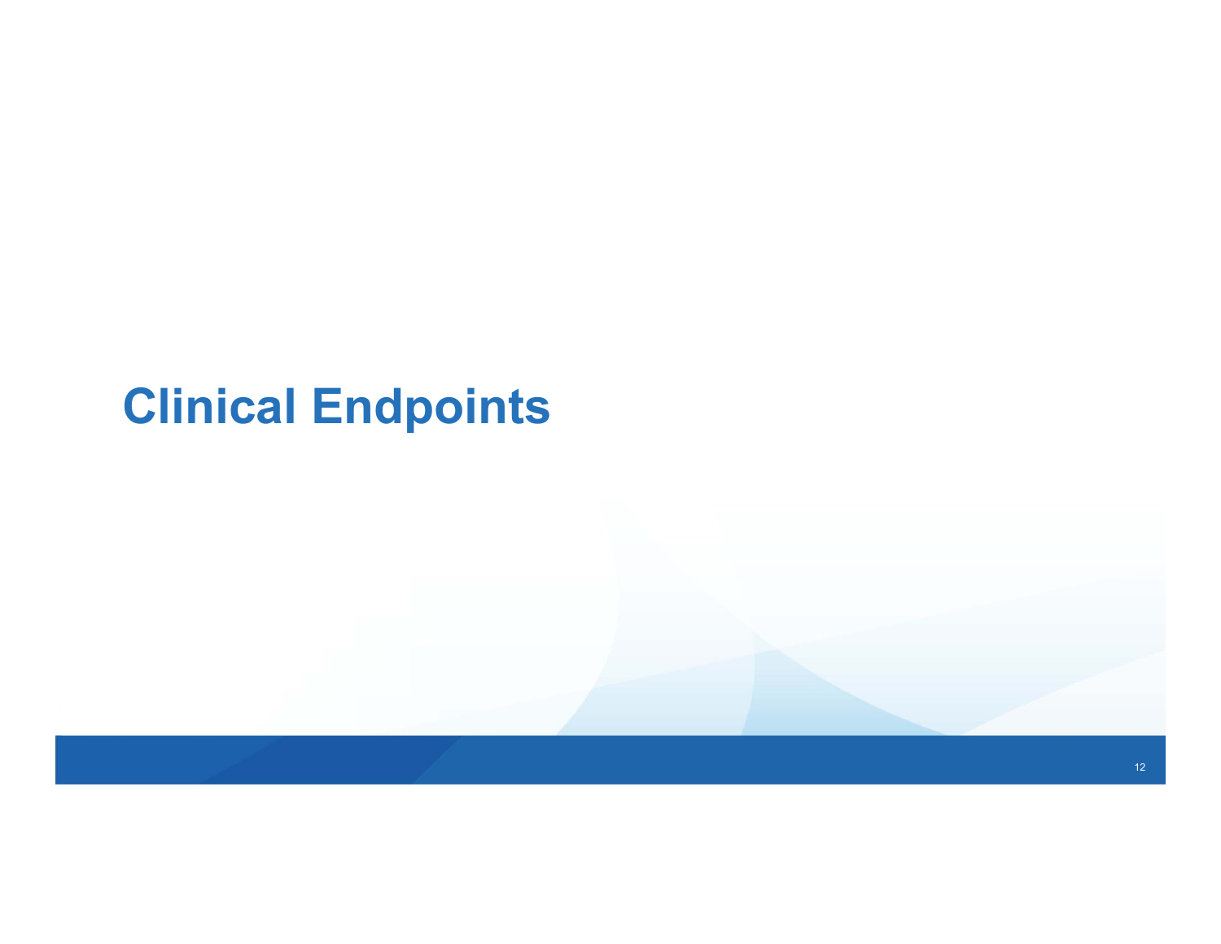# Clinical Endpoints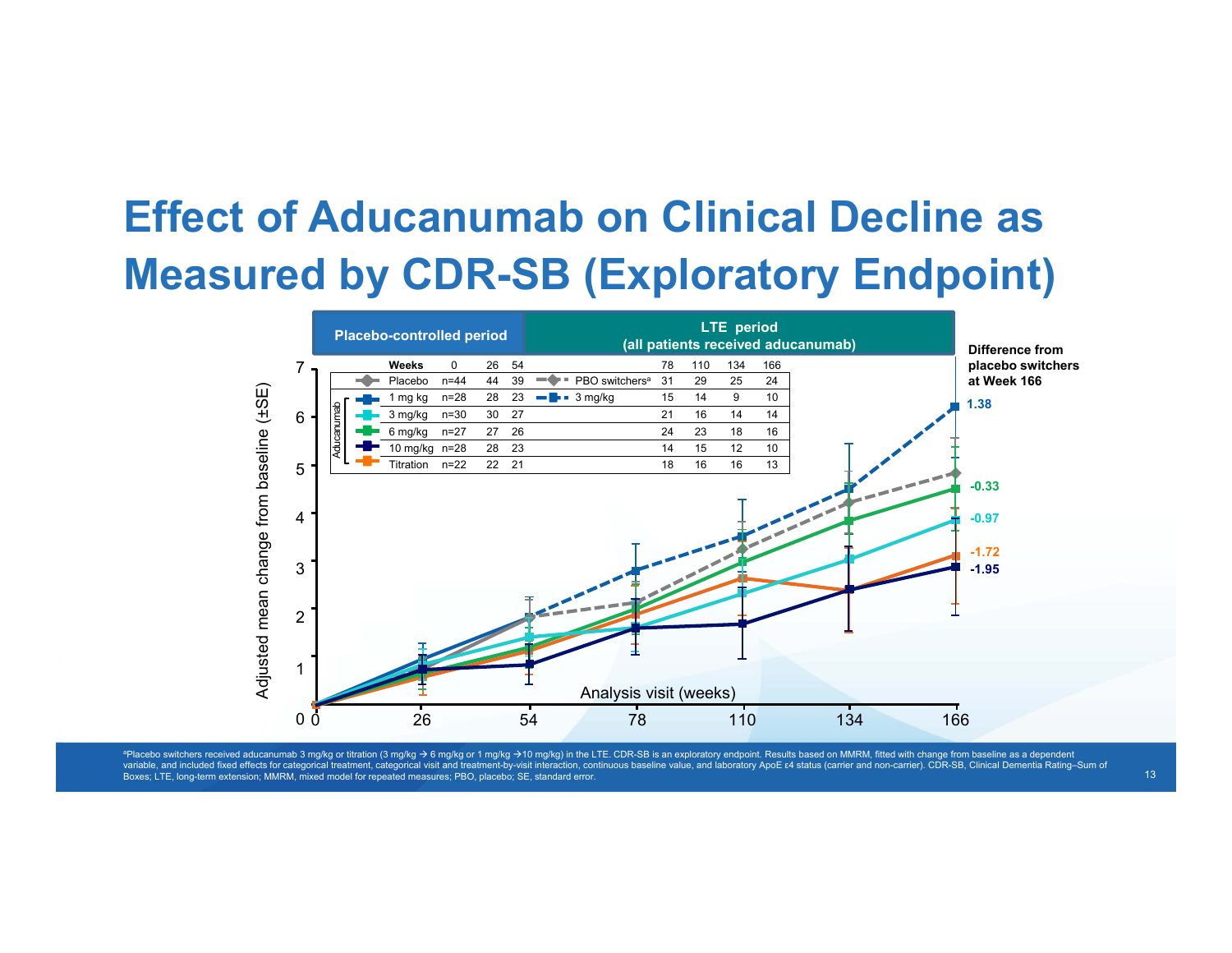# Effect of Aducanumab on Clinical Decline as Measured by CDR-SB (Exploratory Endpoint)

| | Placebo-controlled period | | | | LTE period (all patients received aducanumab) | | | | |
|---|---|---|---|---|---|---|---|---|---|
| **Weeks** | 0 | 26 | 54 | | 78 | 110 | 134 | 166 | **Difference from placebo switchers at Week 166** |
| Placebo | n=44 | 44 | 39 | PBO switchers[a] | 31 | 29 | 25 | 24 | |
| Aducanumab 1 mg kg | n=28 | 28 | 23 | 3 mg/kg | 15 | 14 | 9 | 10 | 1.38 |
| Aducanumab 3 mg/kg | n=30 | 30 | 27 | | 21 | 16 | 14 | 14 | -0.97 |
| Aducanumab 6 mg/kg | n=27 | 27 | 26 | | 24 | 23 | 18 | 16 | -0.33 |
| Aducanumab 10 mg/kg | n=28 | 28 | 23 | | 14 | 15 | 12 | 10 | -1.95 |
| Aducanumab Titration | n=22 | 22 | 21 | | 18 | 16 | 16 | 13 | -1.72 |

Y-axis: Adjusted mean change from baseline (±SE)

X-axis: Analysis visit (weeks)

[a]Placebo switchers received aducanumab 3 mg/kg or titration (3 mg/kg → 6 mg/kg or 1 mg/kg →10 mg/kg) in the LTE. CDR-SB is an exploratory endpoint. Results based on MMRM, fitted with change from baseline as a dependent variable, and included fixed effects for categorical treatment, categorical visit and treatment-by-visit interaction, continuous baseline value, and laboratory ApoE ε4 status (carrier and non-carrier). CDR-SB, Clinical Dementia Rating–Sum of Boxes; LTE, long-term extension; MMRM, mixed model for repeated measures; PBO, placebo; SE, standard error.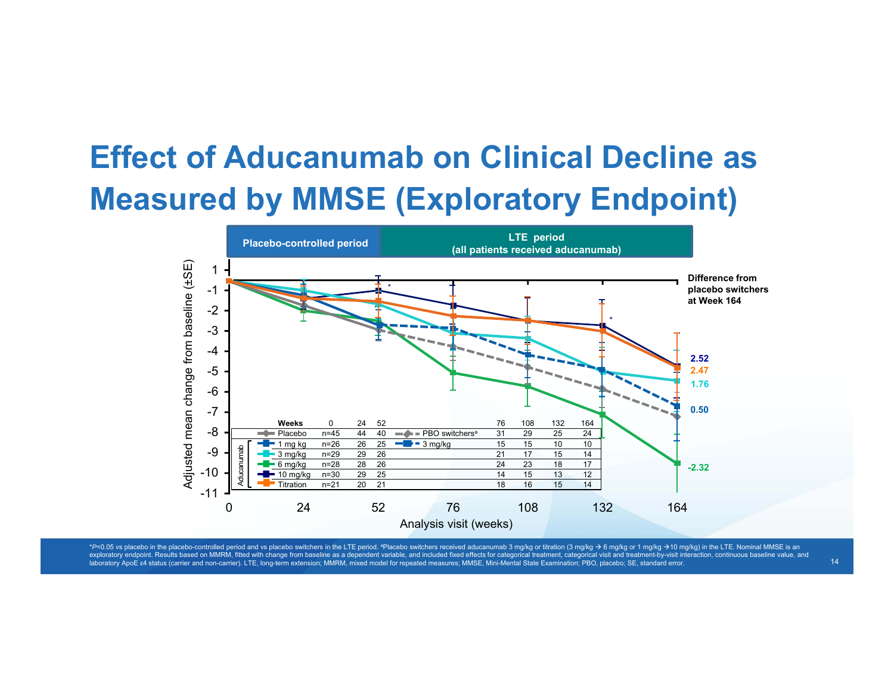# Effect of Aducanumab on Clinical Decline as Measured by MMSE (Exploratory Endpoint)

**Placebo-controlled period** | **LTE period (all patients received aducanumab)**

Adjusted mean change from baseline (±SE) vs. Analysis visit (weeks)

**Difference from placebo switchers at Week 164**

- 10 mg/kg: 2.52
- Titration: 2.47
- 3 mg/kg: 1.76
- 1 mg/kg → 3 mg/kg: 0.50
- 6 mg/kg: -2.32

| Weeks | 0 | 24 | 52 | | 76 | 108 | 132 | 164 |
|---|---|---|---|---|---|---|---|---|
| Placebo | n=45 | 44 | 40 | PBO switchers[a] | 31 | 29 | 25 | 24 |
| Aducanumab 1 mg kg | n=26 | 26 | 25 | 3 mg/kg | 15 | 15 | 10 | 10 |
| Aducanumab 3 mg/kg | n=29 | 29 | 26 | | 21 | 17 | 15 | 14 |
| Aducanumab 6 mg/kg | n=28 | 28 | 26 | | 24 | 23 | 18 | 17 |
| Aducanumab 10 mg/kg | n=30 | 29 | 25 | | 14 | 15 | 13 | 12 |
| Aducanumab Titration | n=21 | 20 | 21 | | 18 | 16 | 15 | 14 |

*$P$<0.05 vs placebo in the placebo-controlled period and vs placebo switchers in the LTE period. [a]Placebo switchers received aducanumab 3 mg/kg or titration (3 mg/kg → 6 mg/kg or 1 mg/kg →10 mg/kg) in the LTE. Nominal MMSE is an exploratory endpoint. Results based on MMRM, fitted with change from baseline as a dependent variable, and included fixed effects for categorical treatment, categorical visit and treatment-by-visit interaction, continuous baseline value, and laboratory ApoE ε4 status (carrier and non-carrier). LTE, long-term extension; MMRM, mixed model for repeated measures; MMSE, Mini-Mental State Examination; PBO, placebo; SE, standard error.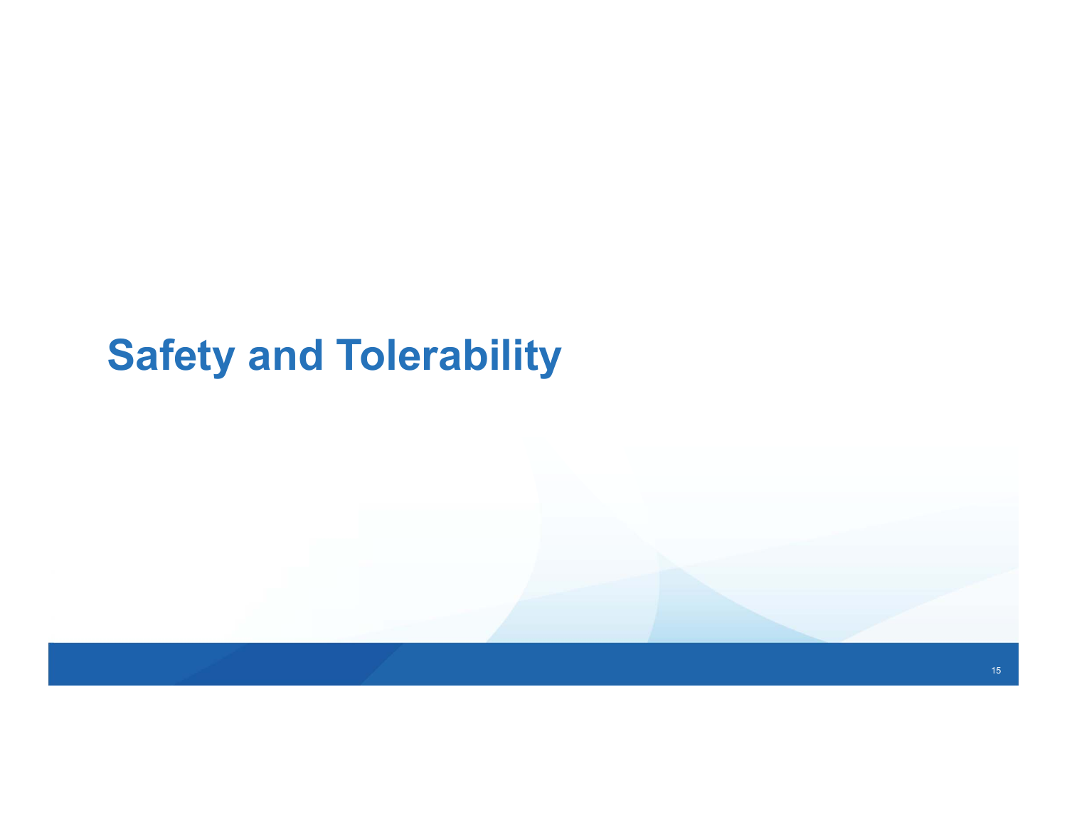# Safety and Tolerability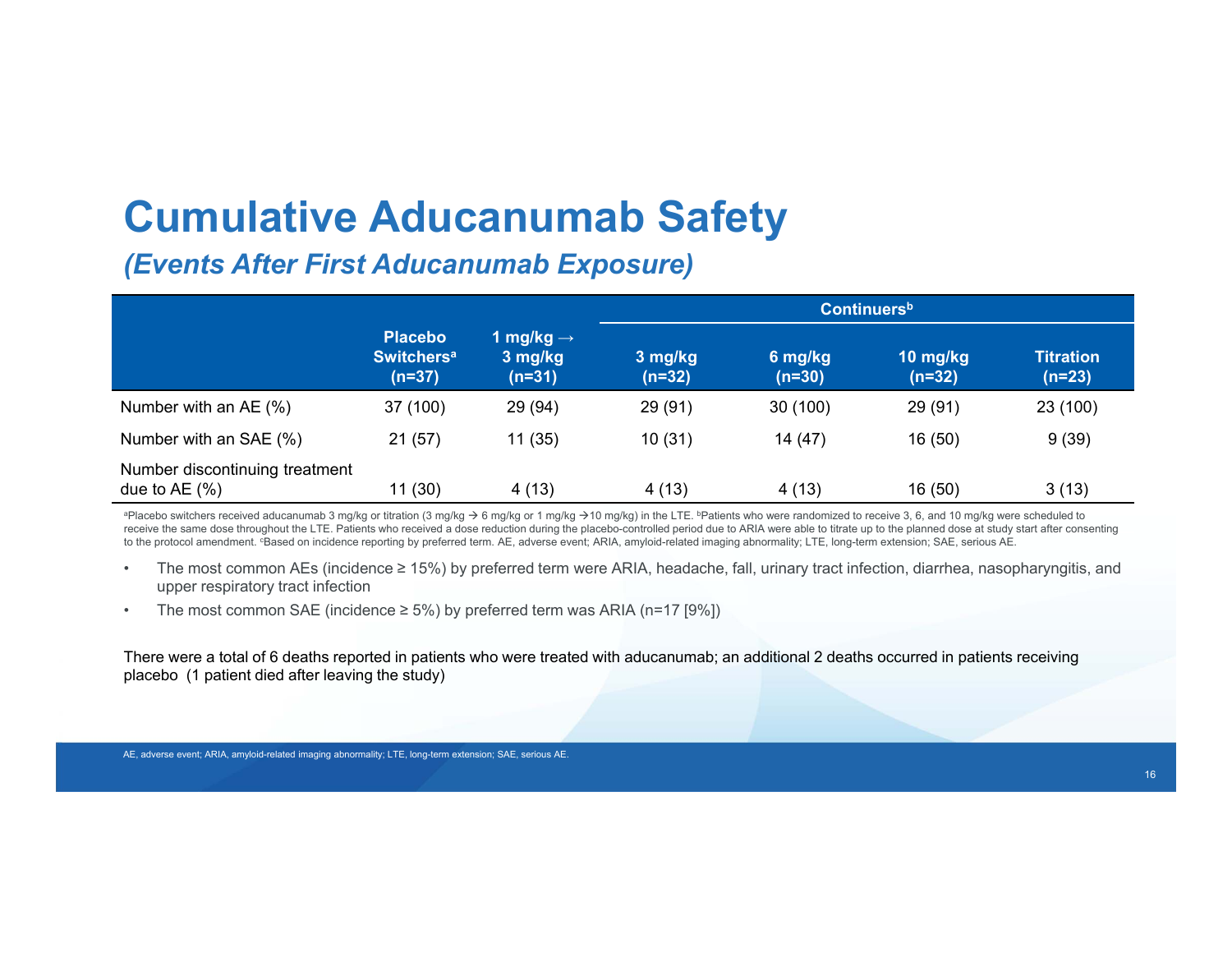# Cumulative Aducanumab Safety

## *(Events After First Aducanumab Exposure)*

| | Placebo Switchers[a] (n=37) | 1 mg/kg → 3 mg/kg (n=31) | Continuers[b] | | | |
|---|---|---|---|---|---|---|
| | | | 3 mg/kg (n=32) | 6 mg/kg (n=30) | 10 mg/kg (n=32) | Titration (n=23) |
| Number with an AE (%) | 37 (100) | 29 (94) | 29 (91) | 30 (100) | 29 (91) | 23 (100) |
| Number with an SAE (%) | 21 (57) | 11 (35) | 10 (31) | 14 (47) | 16 (50) | 9 (39) |
| Number discontinuing treatment due to AE (%) | 11 (30) | 4 (13) | 4 (13) | 4 (13) | 16 (50) | 3 (13) |

[a]Placebo switchers received aducanumab 3 mg/kg or titration (3 mg/kg → 6 mg/kg or 1 mg/kg →10 mg/kg) in the LTE. [b]Patients who were randomized to receive 3, 6, and 10 mg/kg were scheduled to receive the same dose throughout the LTE. Patients who received a dose reduction during the placebo-controlled period due to ARIA were able to titrate up to the planned dose at study start after consenting to the protocol amendment. [c]Based on incidence reporting by preferred term. AE, adverse event; ARIA, amyloid-related imaging abnormality; LTE, long-term extension; SAE, serious AE.

- The most common AEs (incidence ≥ 15%) by preferred term were ARIA, headache, fall, urinary tract infection, diarrhea, nasopharyngitis, and upper respiratory tract infection
- The most common SAE (incidence ≥ 5%) by preferred term was ARIA (n=17 [9%])

There were a total of 6 deaths reported in patients who were treated with aducanumab; an additional 2 deaths occurred in patients receiving placebo (1 patient died after leaving the study)

AE, adverse event; ARIA, amyloid-related imaging abnormality; LTE, long-term extension; SAE, serious AE.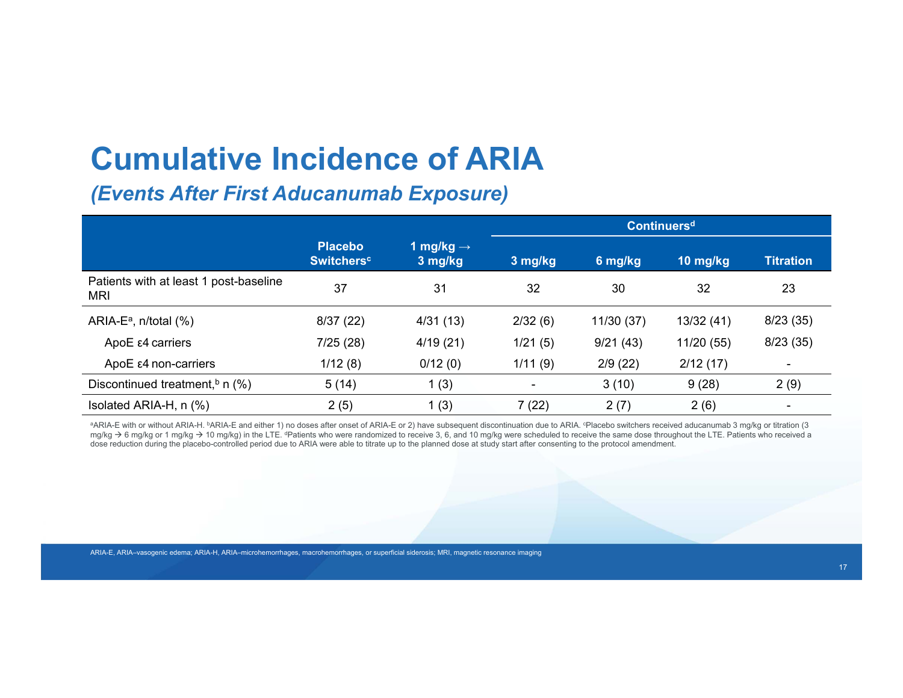# Cumulative Incidence of ARIA

## *(Events After First Aducanumab Exposure)*

| | Placebo Switchers[c] | 1 mg/kg → 3 mg/kg | Continuers[d] | | | |
|---|---|---|---|---|---|---|
| | | | 3 mg/kg | 6 mg/kg | 10 mg/kg | Titration |
| Patients with at least 1 post-baseline MRI | 37 | 31 | 32 | 30 | 32 | 23 |
| ARIA-E[a], n/total (%) | 8/37 (22) | 4/31 (13) | 2/32 (6) | 11/30 (37) | 13/32 (41) | 8/23 (35) |
| ApoE ε4 carriers | 7/25 (28) | 4/19 (21) | 1/21 (5) | 9/21 (43) | 11/20 (55) | 8/23 (35) |
| ApoE ε4 non-carriers | 1/12 (8) | 0/12 (0) | 1/11 (9) | 2/9 (22) | 2/12 (17) | - |
| Discontinued treatment,[b] n (%) | 5 (14) | 1 (3) | - | 3 (10) | 9 (28) | 2 (9) |
| Isolated ARIA-H, n (%) | 2 (5) | 1 (3) | 7 (22) | 2 (7) | 2 (6) | - |

[a]ARIA-E with or without ARIA-H. [b]ARIA-E and either 1) no doses after onset of ARIA-E or 2) have subsequent discontinuation due to ARIA. [c]Placebo switchers received aducanumab 3 mg/kg or titration (3 mg/kg → 6 mg/kg or 1 mg/kg → 10 mg/kg) in the LTE. [d]Patients who were randomized to receive 3, 6, and 10 mg/kg were scheduled to receive the same dose throughout the LTE. Patients who received a dose reduction during the placebo-controlled period due to ARIA were able to titrate up to the planned dose at study start after consenting to the protocol amendment.

ARIA-E, ARIA–vasogenic edema; ARIA-H, ARIA–microhemorrhages, macrohemorrhages, or superficial siderosis; MRI, magnetic resonance imaging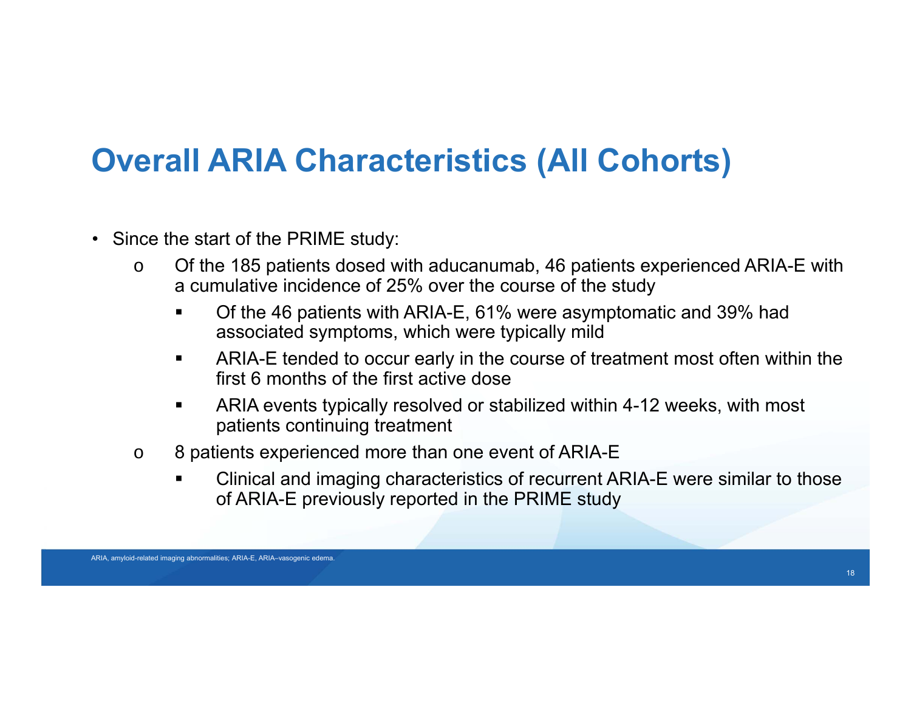# Overall ARIA Characteristics (All Cohorts)

- Since the start of the PRIME study:
  - Of the 185 patients dosed with aducanumab, 46 patients experienced ARIA-E with a cumulative incidence of 25% over the course of the study
    - Of the 46 patients with ARIA-E, 61% were asymptomatic and 39% had associated symptoms, which were typically mild
    - ARIA-E tended to occur early in the course of treatment most often within the first 6 months of the first active dose
    - ARIA events typically resolved or stabilized within 4-12 weeks, with most patients continuing treatment
  - 8 patients experienced more than one event of ARIA-E
    - Clinical and imaging characteristics of recurrent ARIA-E were similar to those of ARIA-E previously reported in the PRIME study

ARIA, amyloid-related imaging abnormalities; ARIA-E, ARIA–vasogenic edema.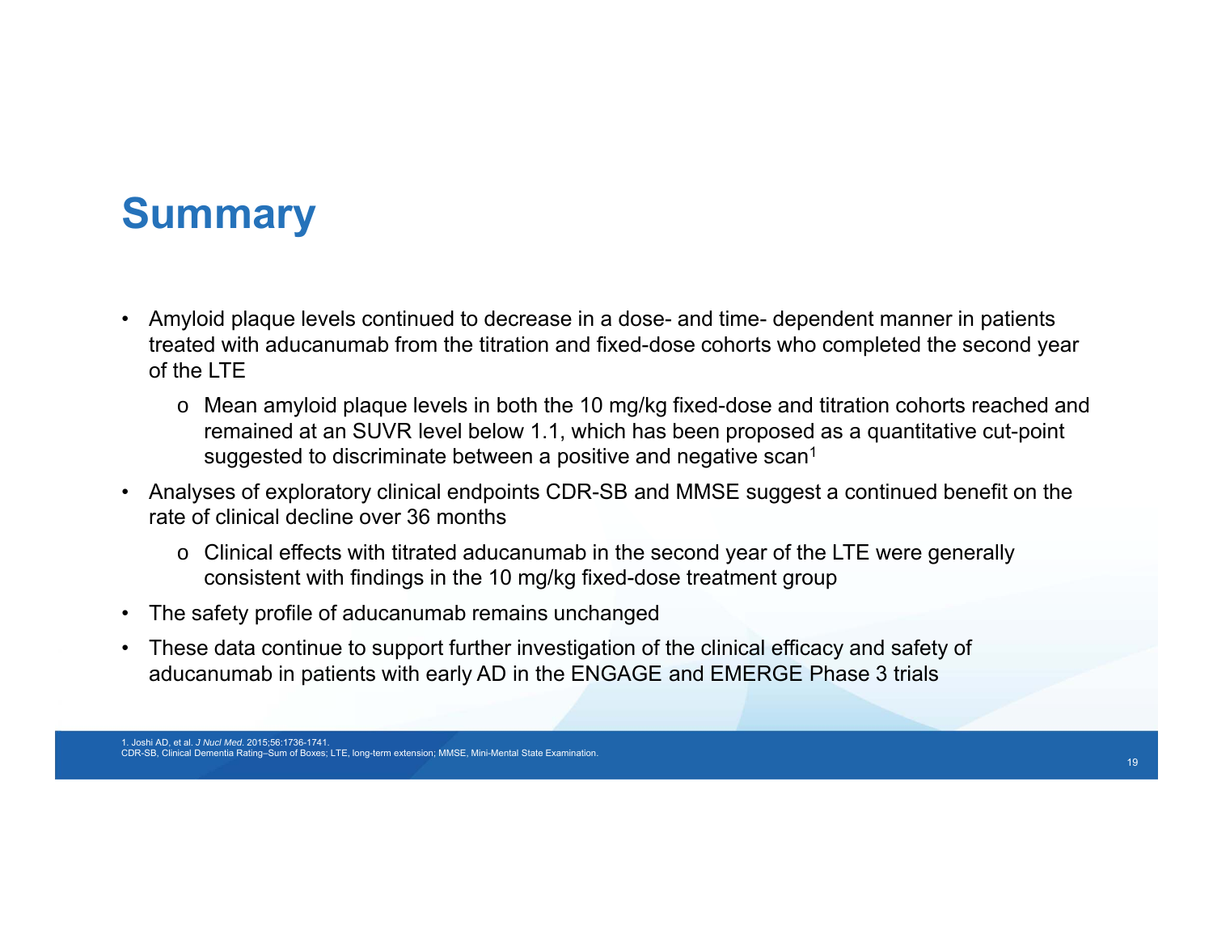# Summary

- Amyloid plaque levels continued to decrease in a dose- and time- dependent manner in patients treated with aducanumab from the titration and fixed-dose cohorts who completed the second year of the LTE
  - Mean amyloid plaque levels in both the 10 mg/kg fixed-dose and titration cohorts reached and remained at an SUVR level below 1.1, which has been proposed as a quantitative cut-point suggested to discriminate between a positive and negative scan[1]
- Analyses of exploratory clinical endpoints CDR-SB and MMSE suggest a continued benefit on the rate of clinical decline over 36 months
  - Clinical effects with titrated aducanumab in the second year of the LTE were generally consistent with findings in the 10 mg/kg fixed-dose treatment group
- The safety profile of aducanumab remains unchanged
- These data continue to support further investigation of the clinical efficacy and safety of aducanumab in patients with early AD in the ENGAGE and EMERGE Phase 3 trials

1. Joshi AD, et al. *J Nucl Med*. 2015;56:1736-1741.
CDR-SB, Clinical Dementia Rating–Sum of Boxes; LTE, long-term extension; MMSE, Mini-Mental State Examination.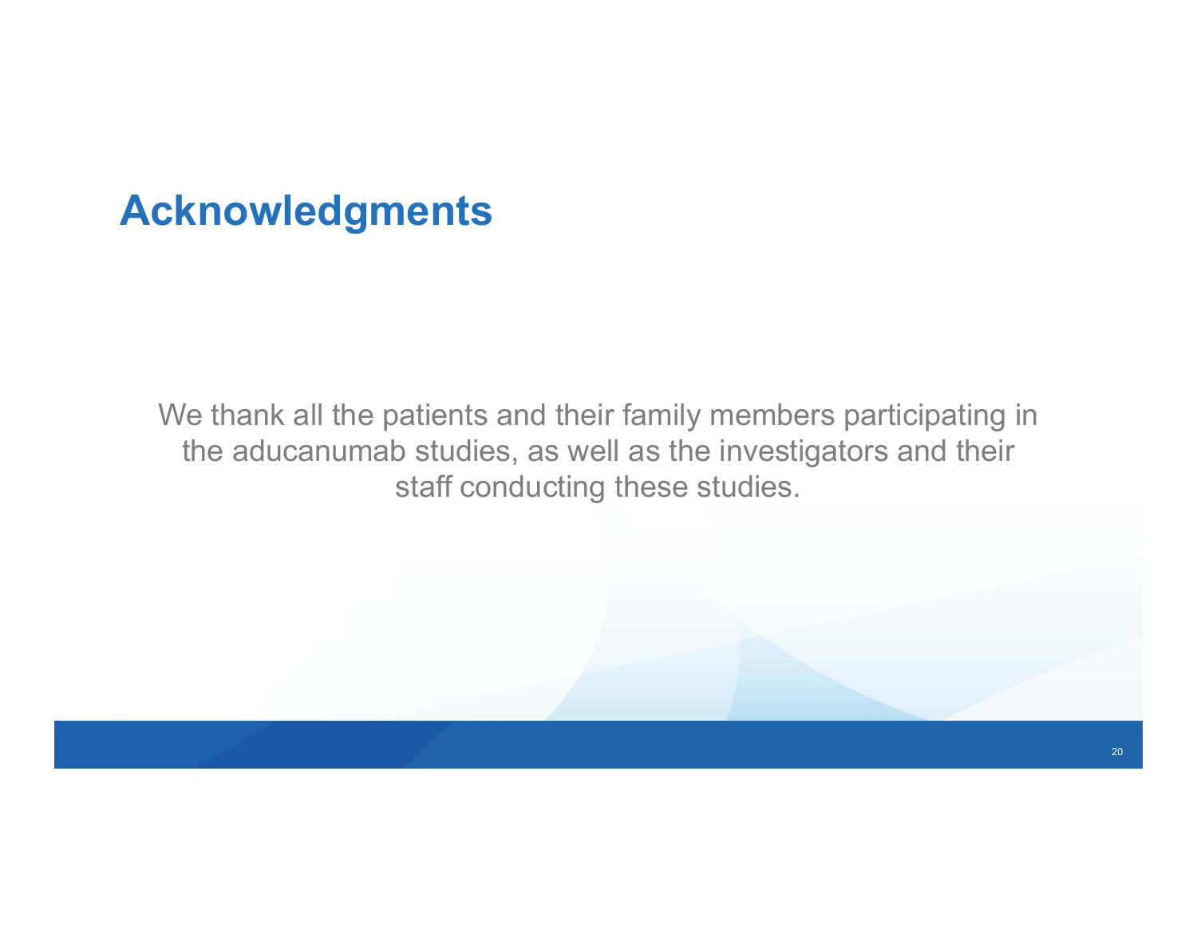# Acknowledgments

We thank all the patients and their family members participating in the aducanumab studies, as well as the investigators and their staff conducting these studies.